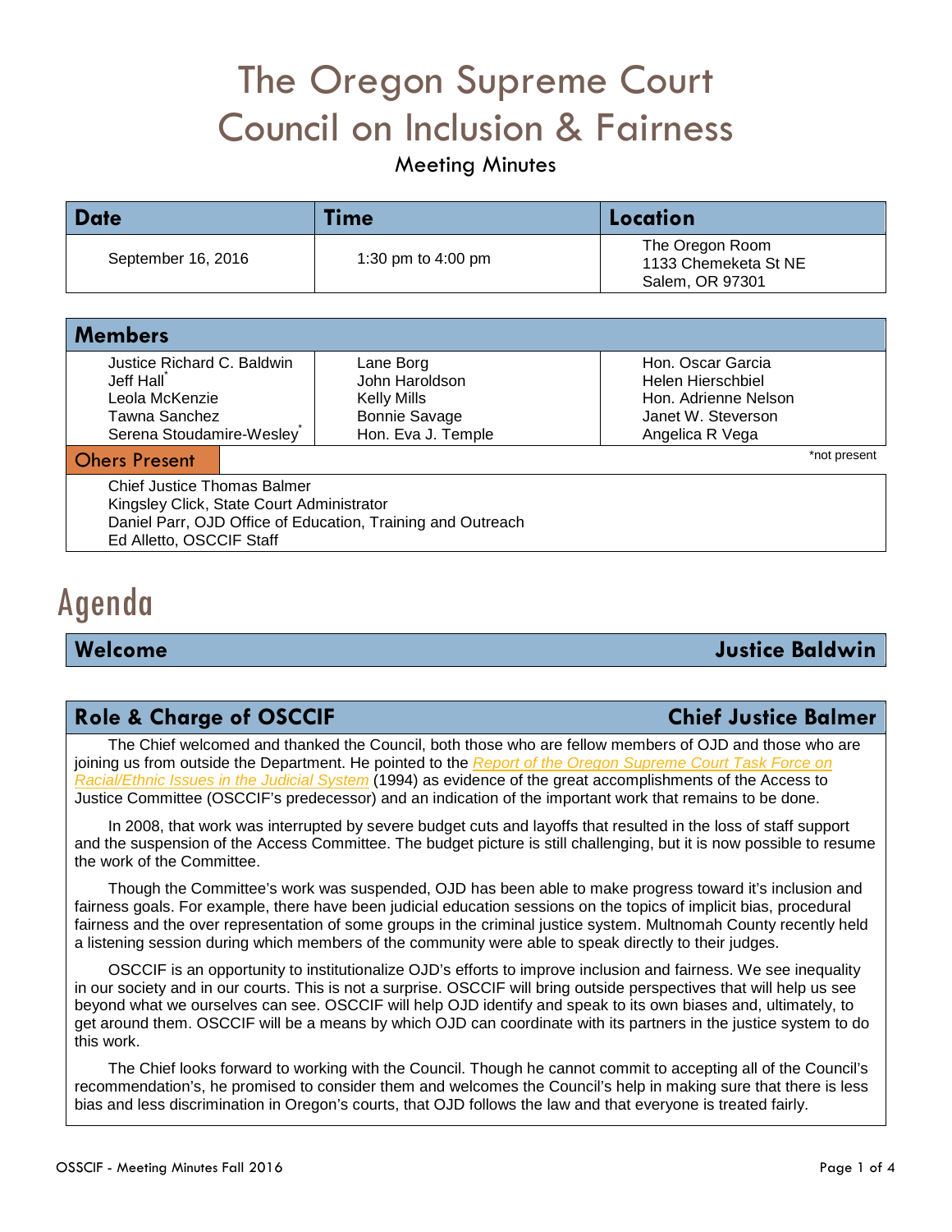# The Oregon Supreme Court Council on Inclusion & Fairness

## Meeting Minutes

| Date | Time | Location |
|---|---|---|
| September 16, 2016 | 1:30 pm to 4:00 pm | The Oregon Room<br>1133 Chemeketa St NE<br>Salem, OR 97301 |

| Members | | |
|---|---|---|
| Justice Richard C. Baldwin<br>Jeff Hall*<br>Leola McKenzie<br>Tawna Sanchez<br>Serena Stoudamire-Wesley* | Lane Borg<br>John Haroldson<br>Kelly Mills<br>Bonnie Savage<br>Hon. Eva J. Temple | Hon. Oscar Garcia<br>Helen Hierschbiel<br>Hon. Adrienne Nelson<br>Janet W. Steverson<br>Angelica R Vega |

*not present

**Ohers Present**

Chief Justice Thomas Balmer
Kingsley Click, State Court Administrator
Daniel Parr, OJD Office of Education, Training and Outreach
Ed Alletto, OSCCIF Staff

# Agenda

## Welcome — Justice Baldwin

## Role & Charge of OSCCIF — Chief Justice Balmer

The Chief welcomed and thanked the Council, both those who are fellow members of OJD and those who are joining us from outside the Department. He pointed to the *Report of the Oregon Supreme Court Task Force on Racial/Ethnic Issues in the Judicial System* (1994) as evidence of the great accomplishments of the Access to Justice Committee (OSCCIF's predecessor) and an indication of the important work that remains to be done.

In 2008, that work was interrupted by severe budget cuts and layoffs that resulted in the loss of staff support and the suspension of the Access Committee. The budget picture is still challenging, but it is now possible to resume the work of the Committee.

Though the Committee's work was suspended, OJD has been able to make progress toward it's inclusion and fairness goals. For example, there have been judicial education sessions on the topics of implicit bias, procedural fairness and the over representation of some groups in the criminal justice system. Multnomah County recently held a listening session during which members of the community were able to speak directly to their judges.

OSCCIF is an opportunity to institutionalize OJD's efforts to improve inclusion and fairness. We see inequality in our society and in our courts. This is not a surprise. OSCCIF will bring outside perspectives that will help us see beyond what we ourselves can see. OSCCIF will help OJD identify and speak to its own biases and, ultimately, to get around them. OSCCIF will be a means by which OJD can coordinate with its partners in the justice system to do this work.

The Chief looks forward to working with the Council. Though he cannot commit to accepting all of the Council's recommendation's, he promised to consider them and welcomes the Council's help in making sure that there is less bias and less discrimination in Oregon's courts, that OJD follows the law and that everyone is treated fairly.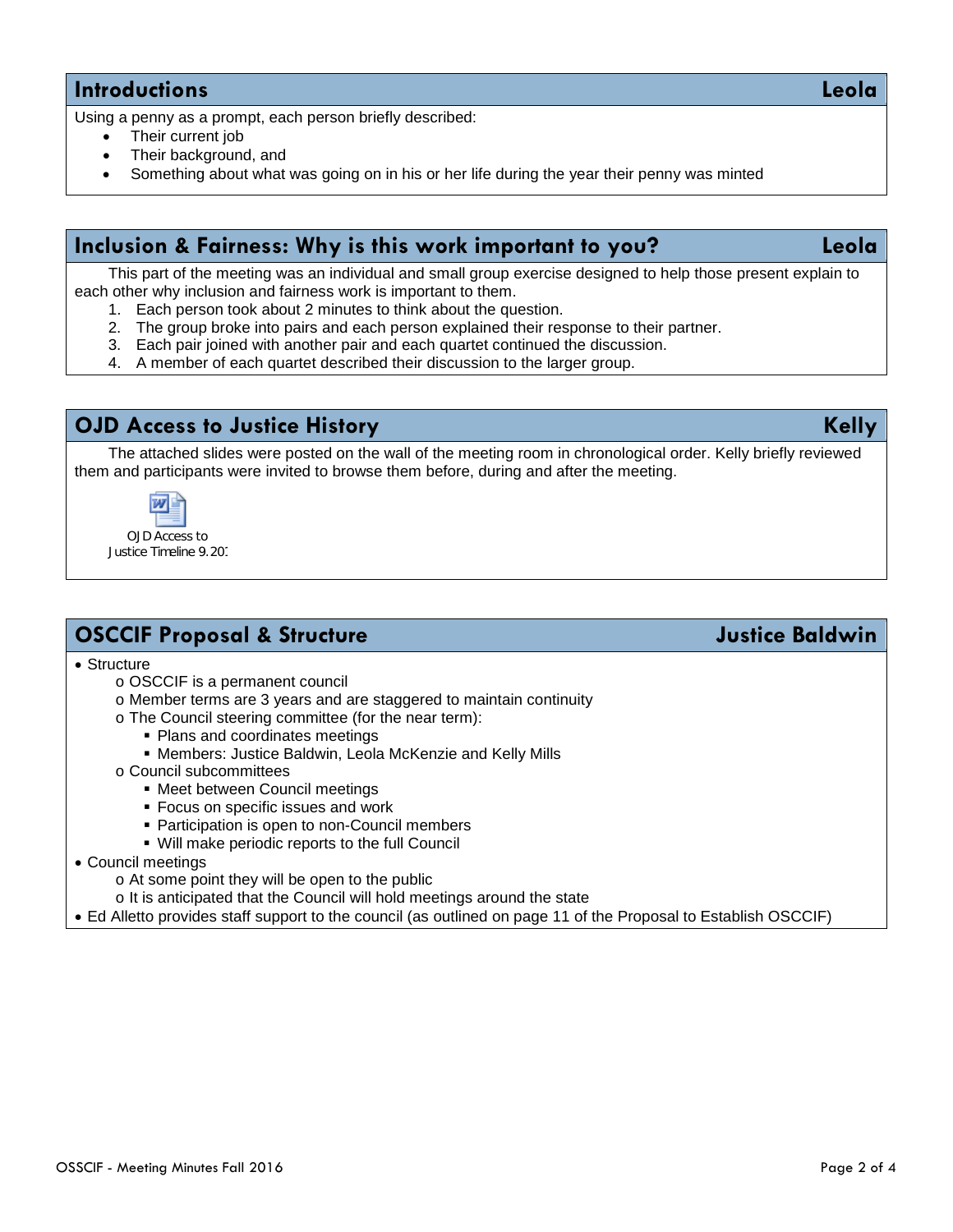## Introductions — Leola

Using a penny as a prompt, each person briefly described:

- Their current job
- Their background, and
- Something about what was going on in his or her life during the year their penny was minted

## Inclusion & Fairness: Why is this work important to you? — Leola

This part of the meeting was an individual and small group exercise designed to help those present explain to each other why inclusion and fairness work is important to them.

1. Each person took about 2 minutes to think about the question.
2. The group broke into pairs and each person explained their response to their partner.
3. Each pair joined with another pair and each quartet continued the discussion.
4. A member of each quartet described their discussion to the larger group.

## OJD Access to Justice History — Kelly

The attached slides were posted on the wall of the meeting room in chronological order. Kelly briefly reviewed them and participants were invited to browse them before, during and after the meeting.

OJD Access to Justice Timeline 9.20

## OSCCIF Proposal & Structure — Justice Baldwin

- Structure
  - OSCCIF is a permanent council
  - Member terms are 3 years and are staggered to maintain continuity
  - The Council steering committee (for the near term):
    - Plans and coordinates meetings
    - Members: Justice Baldwin, Leola McKenzie and Kelly Mills
  - Council subcommittees
    - Meet between Council meetings
    - Focus on specific issues and work
    - Participation is open to non-Council members
    - Will make periodic reports to the full Council
- Council meetings
  - At some point they will be open to the public
  - It is anticipated that the Council will hold meetings around the state
- Ed Alletto provides staff support to the council (as outlined on page 11 of the Proposal to Establish OSCCIF)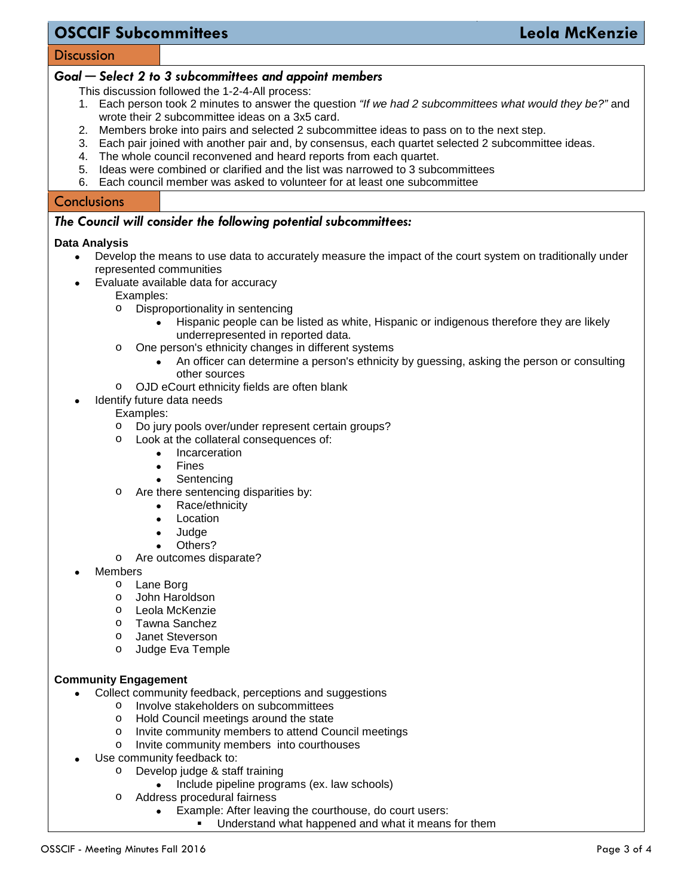## OSCCIF Subcommittees — Leola McKenzie

### Discussion

***Goal — Select 2 to 3 subcommittees and appoint members***

This discussion followed the 1-2-4-All process:

1. Each person took 2 minutes to answer the question *"If we had 2 subcommittees what would they be?"* and wrote their 2 subcommittee ideas on a 3x5 card.
2. Members broke into pairs and selected 2 subcommittee ideas to pass on to the next step.
3. Each pair joined with another pair and, by consensus, each quartet selected 2 subcommittee ideas.
4. The whole council reconvened and heard reports from each quartet.
5. Ideas were combined or clarified and the list was narrowed to 3 subcommittees
6. Each council member was asked to volunteer for at least one subcommittee

### Conclusions

***The Council will consider the following potential subcommittees:***

**Data Analysis**

- Develop the means to use data to accurately measure the impact of the court system on traditionally under represented communities
- Evaluate available data for accuracy
  
  Examples:
  - Disproportionality in sentencing
    - Hispanic people can be listed as white, Hispanic or indigenous therefore they are likely underrepresented in reported data.
  - One person's ethnicity changes in different systems
    - An officer can determine a person's ethnicity by guessing, asking the person or consulting other sources
  - OJD eCourt ethnicity fields are often blank
- Identify future data needs
  
  Examples:
  - Do jury pools over/under represent certain groups?
  - Look at the collateral consequences of:
    - Incarceration
    - Fines
    - Sentencing
  - Are there sentencing disparities by:
    - Race/ethnicity
    - Location
    - Judge
    - Others?
  - Are outcomes disparate?
- Members
  - Lane Borg
  - John Haroldson
  - Leola McKenzie
  - Tawna Sanchez
  - Janet Steverson
  - Judge Eva Temple

**Community Engagement**

- Collect community feedback, perceptions and suggestions
  - Involve stakeholders on subcommittees
  - Hold Council meetings around the state
  - Invite community members to attend Council meetings
  - Invite community members into courthouses
- Use community feedback to:
  - Develop judge & staff training
    - Include pipeline programs (ex. law schools)
  - Address procedural fairness
    - Example: After leaving the courthouse, do court users:
      - Understand what happened and what it means for them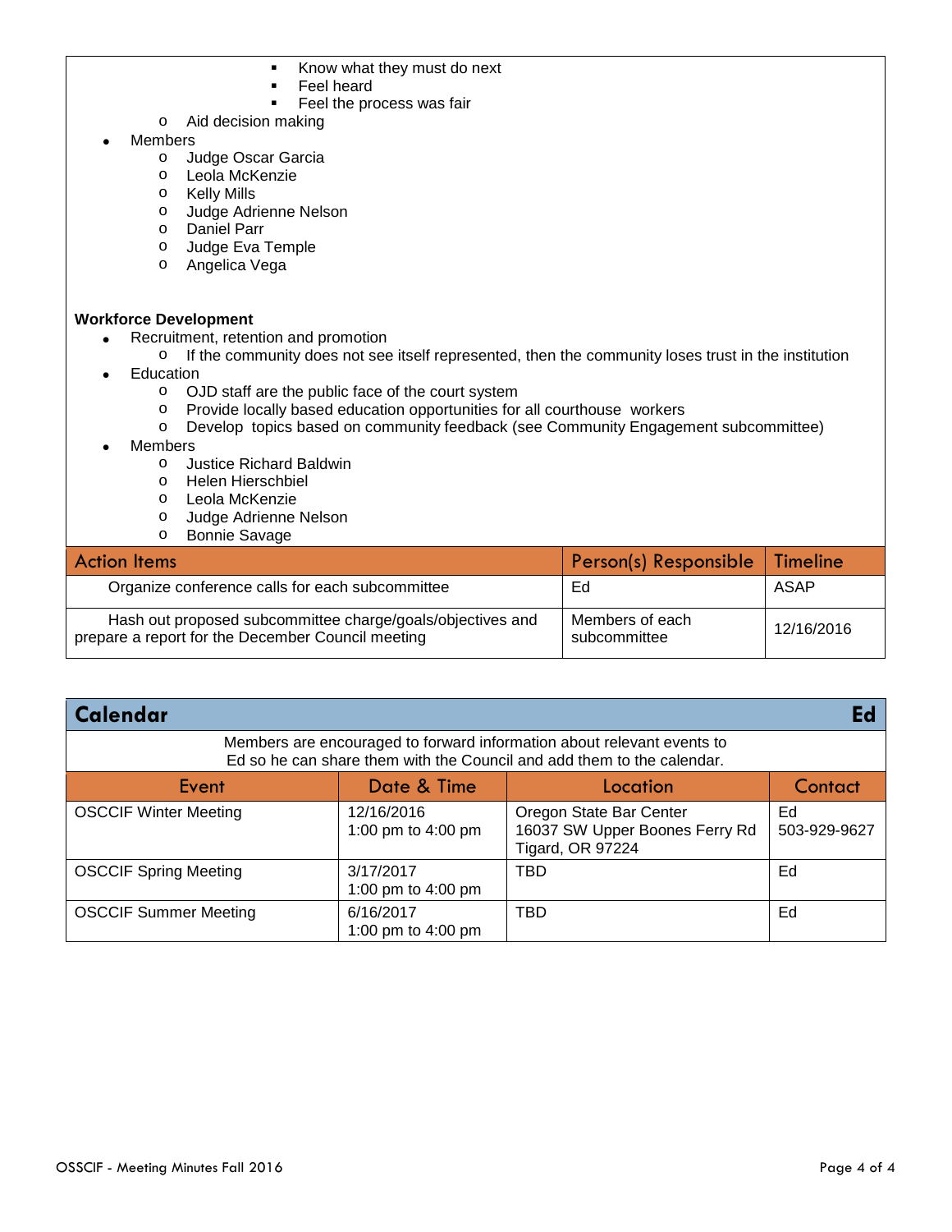- Know what they must do next
        - Feel heard
        - Feel the process was fair
    - Aid decision making
- Members
    - Judge Oscar Garcia
    - Leola McKenzie
    - Kelly Mills
    - Judge Adrienne Nelson
    - Daniel Parr
    - Judge Eva Temple
    - Angelica Vega

**Workforce Development**

- Recruitment, retention and promotion
    - If the community does not see itself represented, then the community loses trust in the institution
- Education
    - OJD staff are the public face of the court system
    - Provide locally based education opportunities for all courthouse workers
    - Develop topics based on community feedback (see Community Engagement subcommittee)
- Members
    - Justice Richard Baldwin
    - Helen Hierschbiel
    - Leola McKenzie
    - Judge Adrienne Nelson
    - Bonnie Savage

| Action Items | Person(s) Responsible | Timeline |
|---|---|---|
| Organize conference calls for each subcommittee | Ed | ASAP |
| Hash out proposed subcommittee charge/goals/objectives and prepare a report for the December Council meeting | Members of each subcommittee | 12/16/2016 |

## Calendar — Ed

Members are encouraged to forward information about relevant events to Ed so he can share them with the Council and add them to the calendar.

| Event | Date & Time | Location | Contact |
|---|---|---|---|
| OSCCIF Winter Meeting | 12/16/2016<br>1:00 pm to 4:00 pm | Oregon State Bar Center<br>16037 SW Upper Boones Ferry Rd<br>Tigard, OR 97224 | Ed<br>503-929-9627 |
| OSCCIF Spring Meeting | 3/17/2017<br>1:00 pm to 4:00 pm | TBD | Ed |
| OSCCIF Summer Meeting | 6/16/2017<br>1:00 pm to 4:00 pm | TBD | Ed |